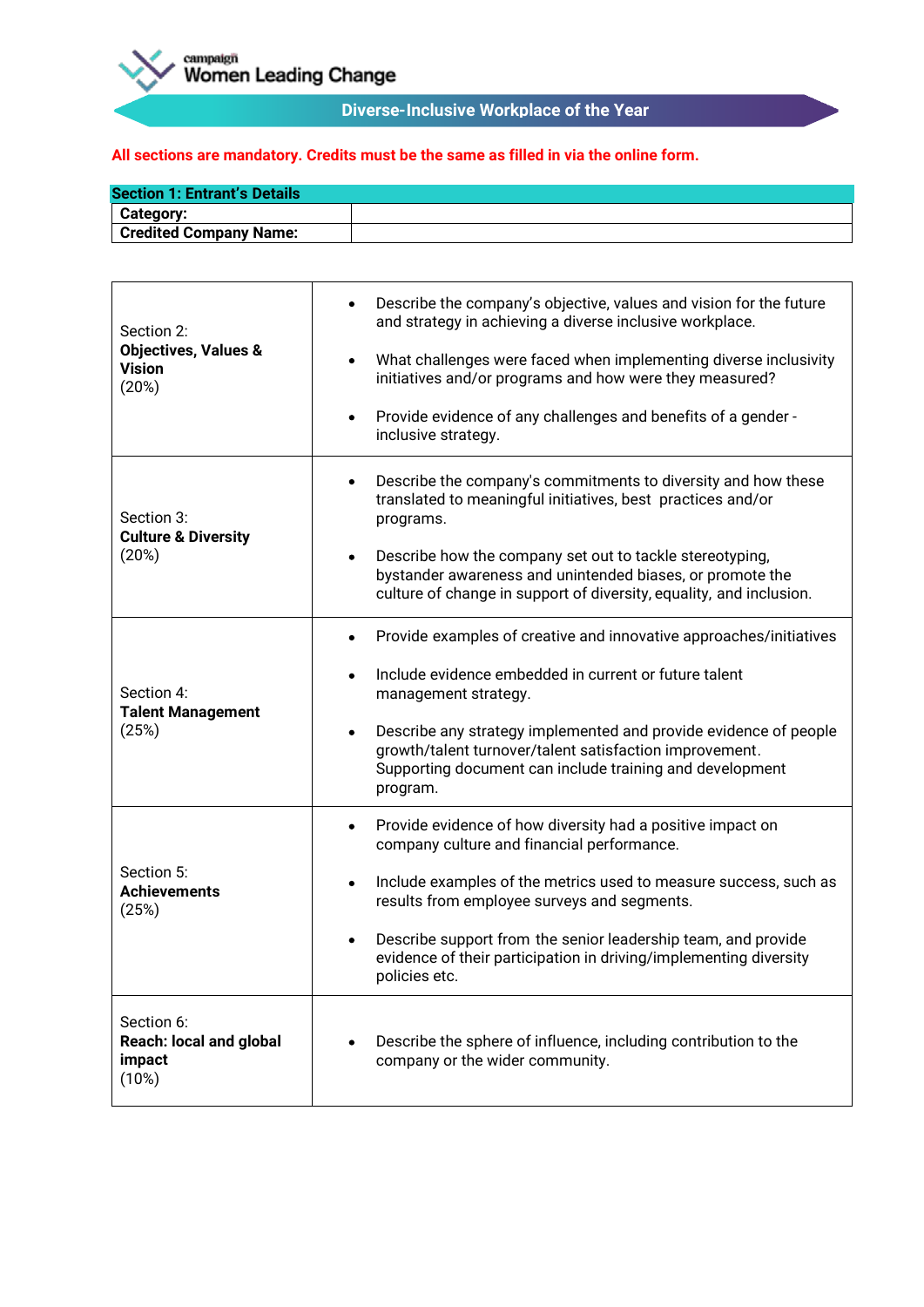campaign
Women Leading Change

# Diverse-Inclusive Workplace of the Year

**All sections are mandatory. Credits must be the same as filled in via the online form.**

| Section 1: Entrant's Details | |
|---|---|
| **Category:** | |
| **Credited Company Name:** | |

| | |
|---|---|
| Section 2: **Objectives, Values & Vision** (20%) | • Describe the company's objective, values and vision for the future and strategy in achieving a diverse inclusive workplace.<br>• What challenges were faced when implementing diverse inclusivity initiatives and/or programs and how were they measured?<br>• Provide evidence of any challenges and benefits of a gender - inclusive strategy. |
| Section 3: **Culture & Diversity** (20%) | • Describe the company's commitments to diversity and how these translated to meaningful initiatives, best practices and/or programs.<br>• Describe how the company set out to tackle stereotyping, bystander awareness and unintended biases, or promote the culture of change in support of diversity, equality, and inclusion. |
| Section 4: **Talent Management** (25%) | • Provide examples of creative and innovative approaches/initiatives<br>• Include evidence embedded in current or future talent management strategy.<br>• Describe any strategy implemented and provide evidence of people growth/talent turnover/talent satisfaction improvement. Supporting document can include training and development program. |
| Section 5: **Achievements** (25%) | • Provide evidence of how diversity had a positive impact on company culture and financial performance.<br>• Include examples of the metrics used to measure success, such as results from employee surveys and segments.<br>• Describe support from the senior leadership team, and provide evidence of their participation in driving/implementing diversity policies etc. |
| Section 6: **Reach: local and global impact** (10%) | • Describe the sphere of influence, including contribution to the company or the wider community. |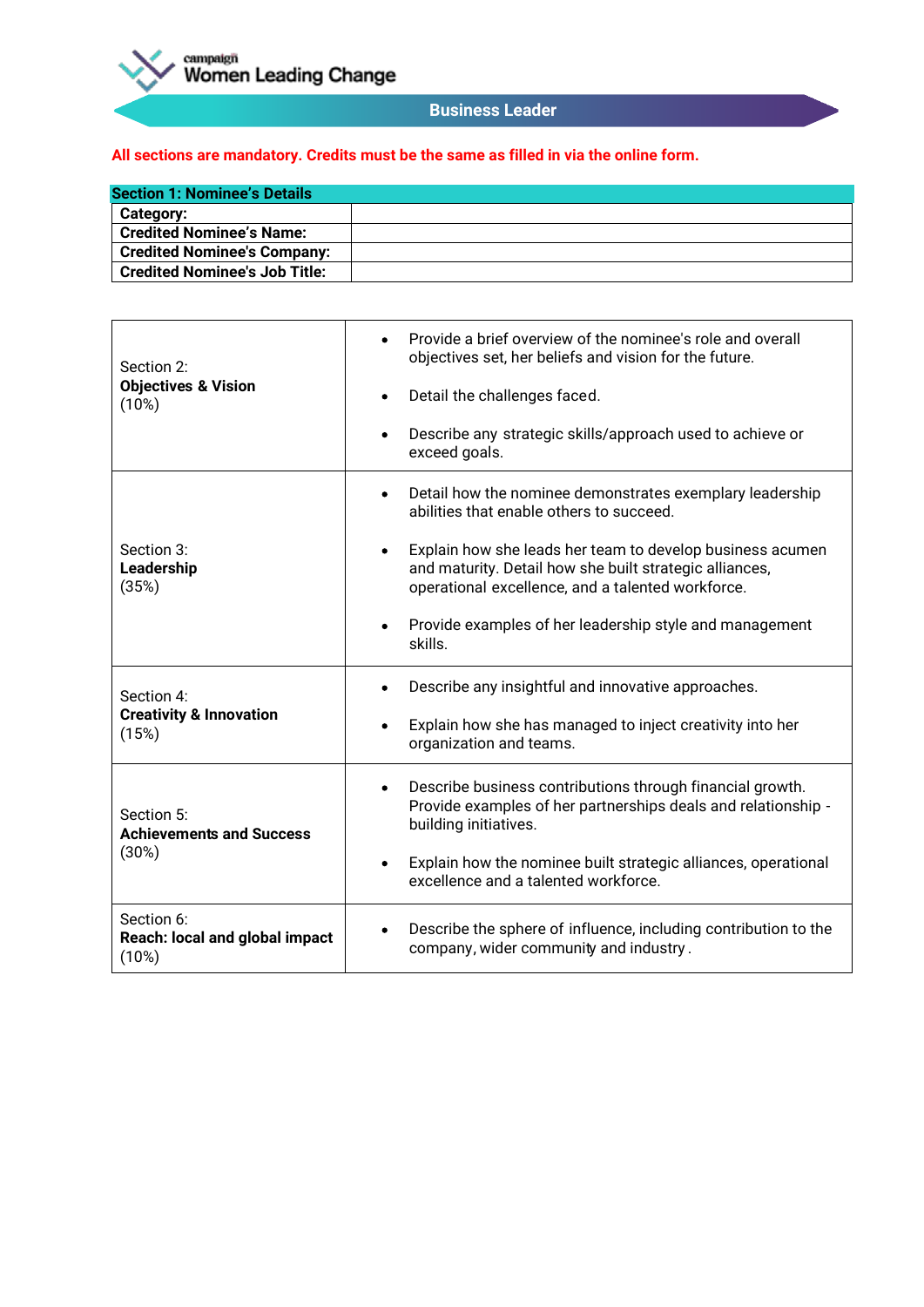campaign
Women Leading Change

## Business Leader

**All sections are mandatory. Credits must be the same as filled in via the online form.**

| **Section 1: Nominee's Details** | |
|---|---|
| **Category:** | |
| **Credited Nominee's Name:** | |
| **Credited Nominee's Company:** | |
| **Credited Nominee's Job Title:** | |

| | |
|---|---|
| Section 2: **Objectives & Vision** (10%) | • Provide a brief overview of the nominee's role and overall objectives set, her beliefs and vision for the future. • Detail the challenges faced. • Describe any strategic skills/approach used to achieve or exceed goals. |
| Section 3: **Leadership** (35%) | • Detail how the nominee demonstrates exemplary leadership abilities that enable others to succeed. • Explain how she leads her team to develop business acumen and maturity. Detail how she built strategic alliances, operational excellence, and a talented workforce. • Provide examples of her leadership style and management skills. |
| Section 4: **Creativity & Innovation** (15%) | • Describe any insightful and innovative approaches. • Explain how she has managed to inject creativity into her organization and teams. |
| Section 5: **Achievements and Success** (30%) | • Describe business contributions through financial growth. Provide examples of her partnerships deals and relationship - building initiatives. • Explain how the nominee built strategic alliances, operational excellence and a talented workforce. |
| Section 6: **Reach: local and global impact** (10%) | • Describe the sphere of influence, including contribution to the company, wider community and industry . |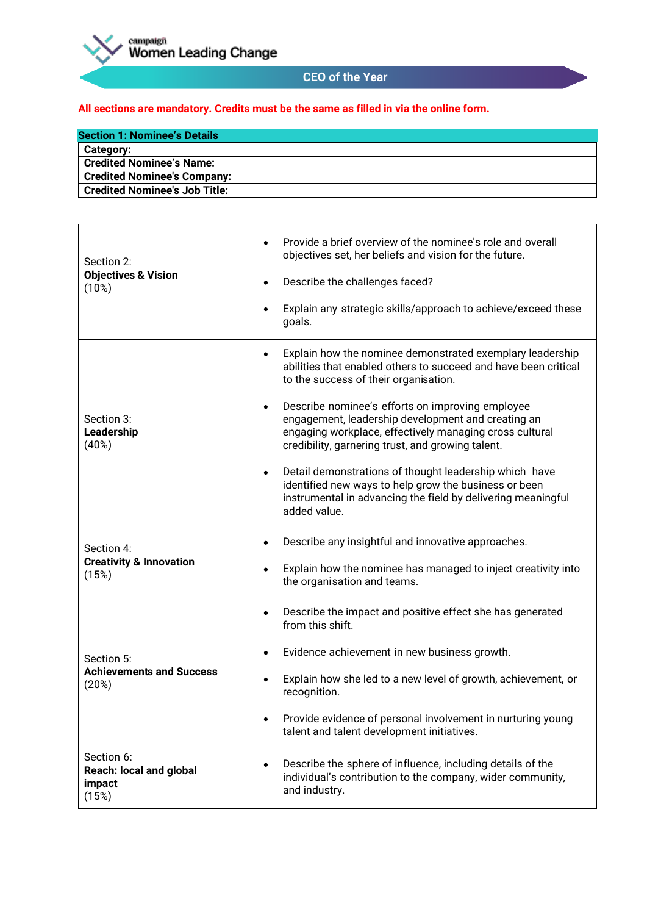campaign
Women Leading Change

## CEO of the Year

**All sections are mandatory. Credits must be the same as filled in via the online form.**

| **Section 1: Nominee's Details** | |
|---|---|
| **Category:** | |
| **Credited Nominee's Name:** | |
| **Credited Nominee's Company:** | |
| **Credited Nominee's Job Title:** | |

| | |
|---|---|
| Section 2: **Objectives & Vision** (10%) | • Provide a brief overview of the nominee's role and overall objectives set, her beliefs and vision for the future. <br> • Describe the challenges faced? <br> • Explain any strategic skills/approach to achieve/exceed these goals. |
| Section 3: **Leadership** (40%) | • Explain how the nominee demonstrated exemplary leadership abilities that enabled others to succeed and have been critical to the success of their organisation. <br> • Describe nominee's efforts on improving employee engagement, leadership development and creating an engaging workplace, effectively managing cross cultural credibility, garnering trust, and growing talent. <br> • Detail demonstrations of thought leadership which have identified new ways to help grow the business or been instrumental in advancing the field by delivering meaningful added value. |
| Section 4: **Creativity & Innovation** (15%) | • Describe any insightful and innovative approaches. <br> • Explain how the nominee has managed to inject creativity into the organisation and teams. |
| Section 5: **Achievements and Success** (20%) | • Describe the impact and positive effect she has generated from this shift. <br> • Evidence achievement in new business growth. <br> • Explain how she led to a new level of growth, achievement, or recognition. <br> • Provide evidence of personal involvement in nurturing young talent and talent development initiatives. |
| Section 6: **Reach: local and global impact** (15%) | • Describe the sphere of influence, including details of the individual's contribution to the company, wider community, and industry. |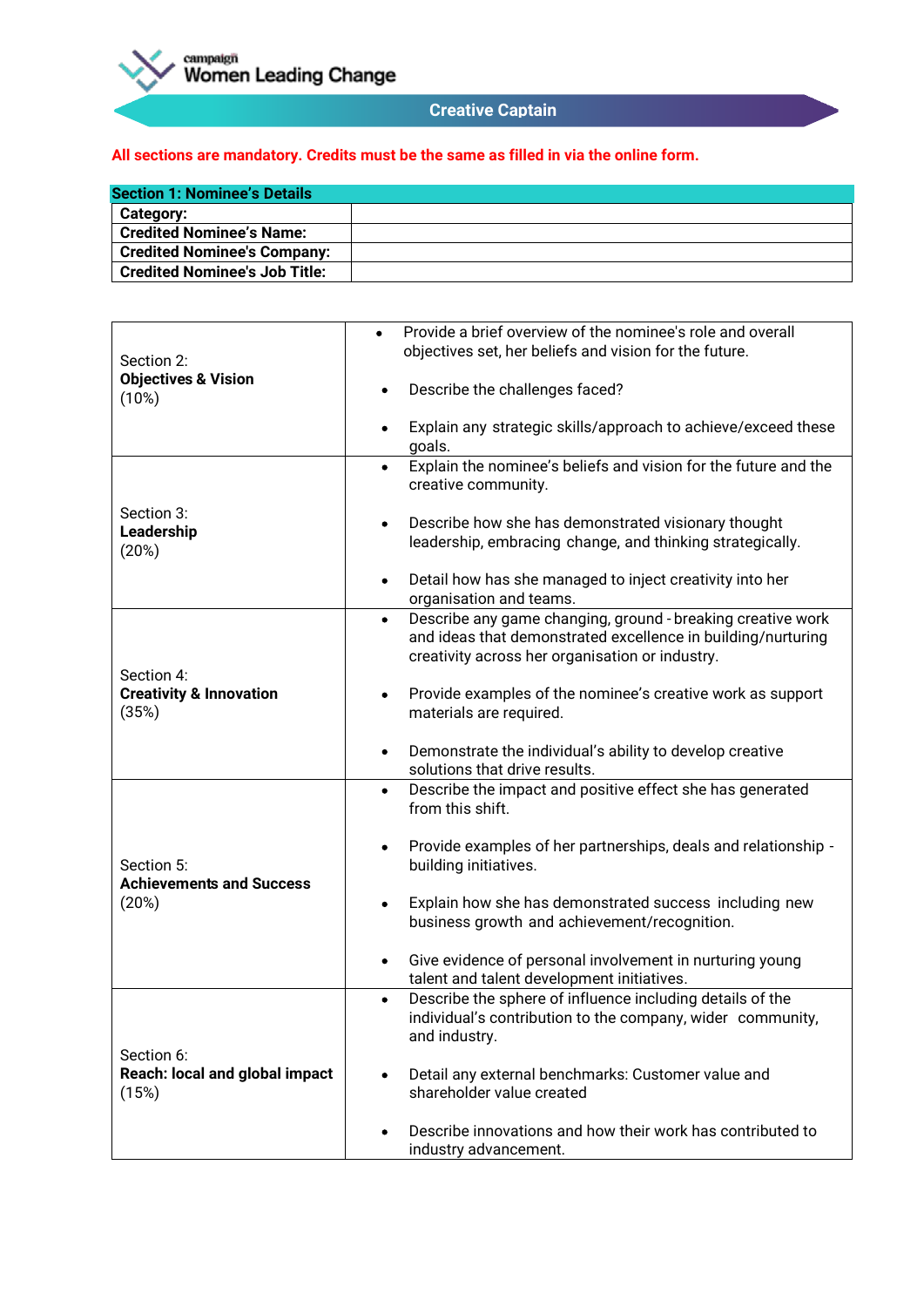campaign Women Leading Change

## Creative Captain

**All sections are mandatory. Credits must be the same as filled in via the online form.**

| **Section 1: Nominee's Details** | |
|---|---|
| **Category:** | |
| **Credited Nominee's Name:** | |
| **Credited Nominee's Company:** | |
| **Credited Nominee's Job Title:** | |

| | |
|---|---|
| Section 2: **Objectives & Vision** (10%) | • Provide a brief overview of the nominee's role and overall objectives set, her beliefs and vision for the future.<br>• Describe the challenges faced?<br>• Explain any strategic skills/approach to achieve/exceed these goals. |
| Section 3: **Leadership** (20%) | • Explain the nominee's beliefs and vision for the future and the creative community.<br>• Describe how she has demonstrated visionary thought leadership, embracing change, and thinking strategically.<br>• Detail how has she managed to inject creativity into her organisation and teams. |
| Section 4: **Creativity & Innovation** (35%) | • Describe any game changing, ground - breaking creative work and ideas that demonstrated excellence in building/nurturing creativity across her organisation or industry.<br>• Provide examples of the nominee's creative work as support materials are required.<br>• Demonstrate the individual's ability to develop creative solutions that drive results. |
| Section 5: **Achievements and Success** (20%) | • Describe the impact and positive effect she has generated from this shift.<br>• Provide examples of her partnerships, deals and relationship - building initiatives.<br>• Explain how she has demonstrated success including new business growth and achievement/recognition.<br>• Give evidence of personal involvement in nurturing young talent and talent development initiatives. |
| Section 6: **Reach: local and global impact** (15%) | • Describe the sphere of influence including details of the individual's contribution to the company, wider community, and industry.<br>• Detail any external benchmarks: Customer value and shareholder value created<br>• Describe innovations and how their work has contributed to industry advancement. |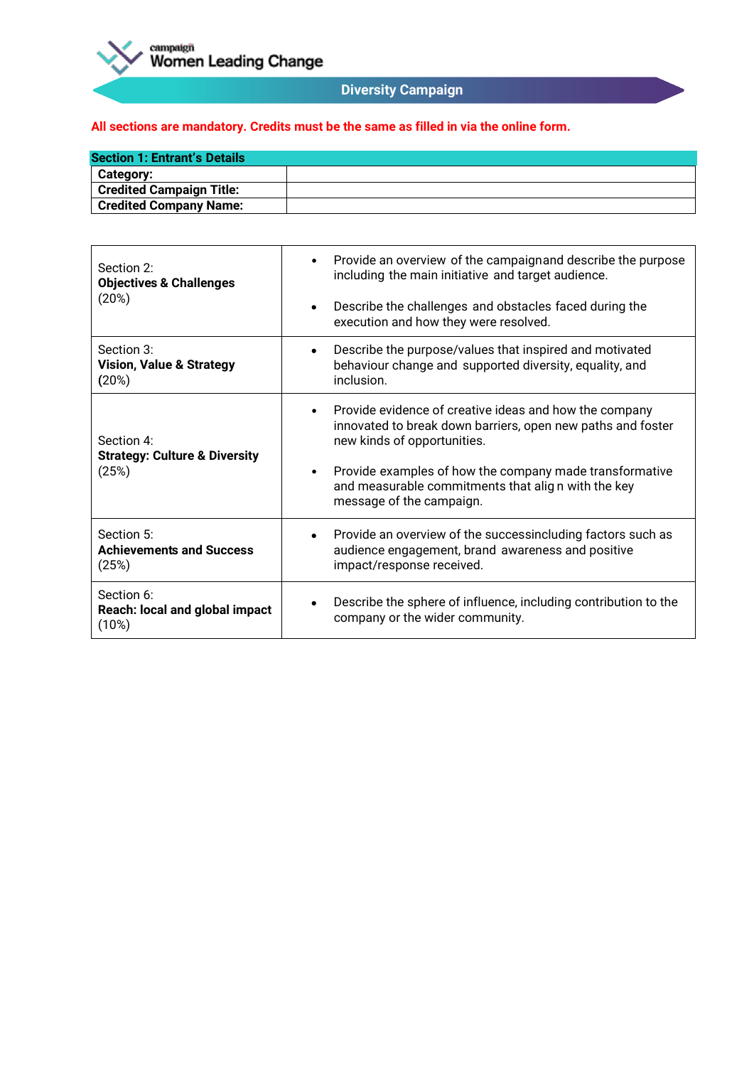campaign
Women Leading Change

## Diversity Campaign

**All sections are mandatory. Credits must be the same as filled in via the online form.**

| **Section 1: Entrant's Details** | |
|---|---|
| **Category:** | |
| **Credited Campaign Title:** | |
| **Credited Company Name:** | |

| | |
|---|---|
| Section 2: **Objectives & Challenges** (20%) | • Provide an overview of the campaignand describe the purpose including the main initiative and target audience. • Describe the challenges and obstacles faced during the execution and how they were resolved. |
| Section 3: **Vision, Value & Strategy** (20%) | • Describe the purpose/values that inspired and motivated behaviour change and supported diversity, equality, and inclusion. |
| Section 4: **Strategy: Culture & Diversity** (25%) | • Provide evidence of creative ideas and how the company innovated to break down barriers, open new paths and foster new kinds of opportunities. • Provide examples of how the company made transformative and measurable commitments that alig n with the key message of the campaign. |
| Section 5: **Achievements and Success** (25%) | • Provide an overview of the successincluding factors such as audience engagement, brand awareness and positive impact/response received. |
| Section 6: **Reach: local and global impact** (10%) | • Describe the sphere of influence, including contribution to the company or the wider community. |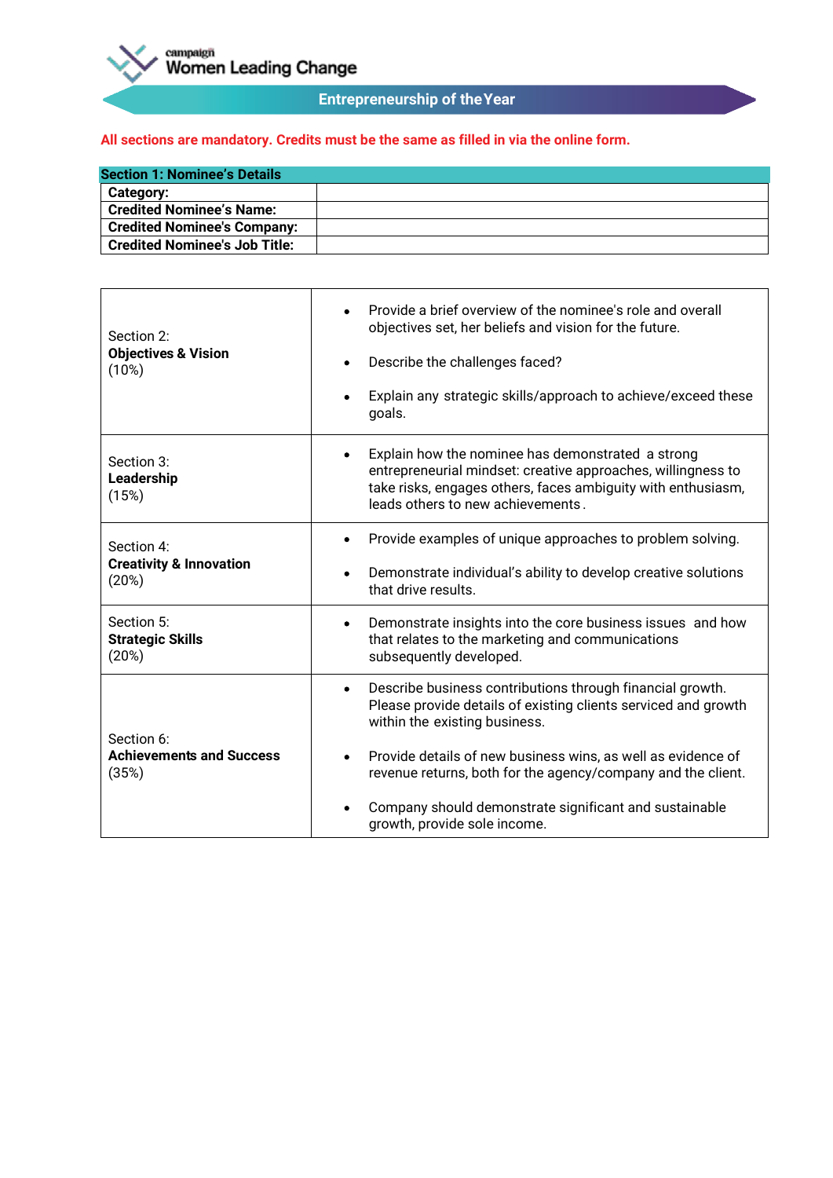campaign
Women Leading Change

## Entrepreneurship of the Year

**All sections are mandatory. Credits must be the same as filled in via the online form.**

| **Section 1: Nominee's Details** | |
|---|---|
| **Category:** | |
| **Credited Nominee's Name:** | |
| **Credited Nominee's Company:** | |
| **Credited Nominee's Job Title:** | |

| | |
|---|---|
| Section 2:<br>**Objectives & Vision**<br>(10%) | • Provide a brief overview of the nominee's role and overall objectives set, her beliefs and vision for the future.<br>• Describe the challenges faced?<br>• Explain any strategic skills/approach to achieve/exceed these goals. |
| Section 3:<br>**Leadership**<br>(15%) | • Explain how the nominee has demonstrated a strong entrepreneurial mindset: creative approaches, willingness to take risks, engages others, faces ambiguity with enthusiasm, leads others to new achievements. |
| Section 4:<br>**Creativity & Innovation**<br>(20%) | • Provide examples of unique approaches to problem solving.<br>• Demonstrate individual's ability to develop creative solutions that drive results. |
| Section 5:<br>**Strategic Skills**<br>(20%) | • Demonstrate insights into the core business issues and how that relates to the marketing and communications subsequently developed. |
| Section 6:<br>**Achievements and Success**<br>(35%) | • Describe business contributions through financial growth. Please provide details of existing clients serviced and growth within the existing business.<br>• Provide details of new business wins, as well as evidence of revenue returns, both for the agency/company and the client.<br>• Company should demonstrate significant and sustainable growth, provide sole income. |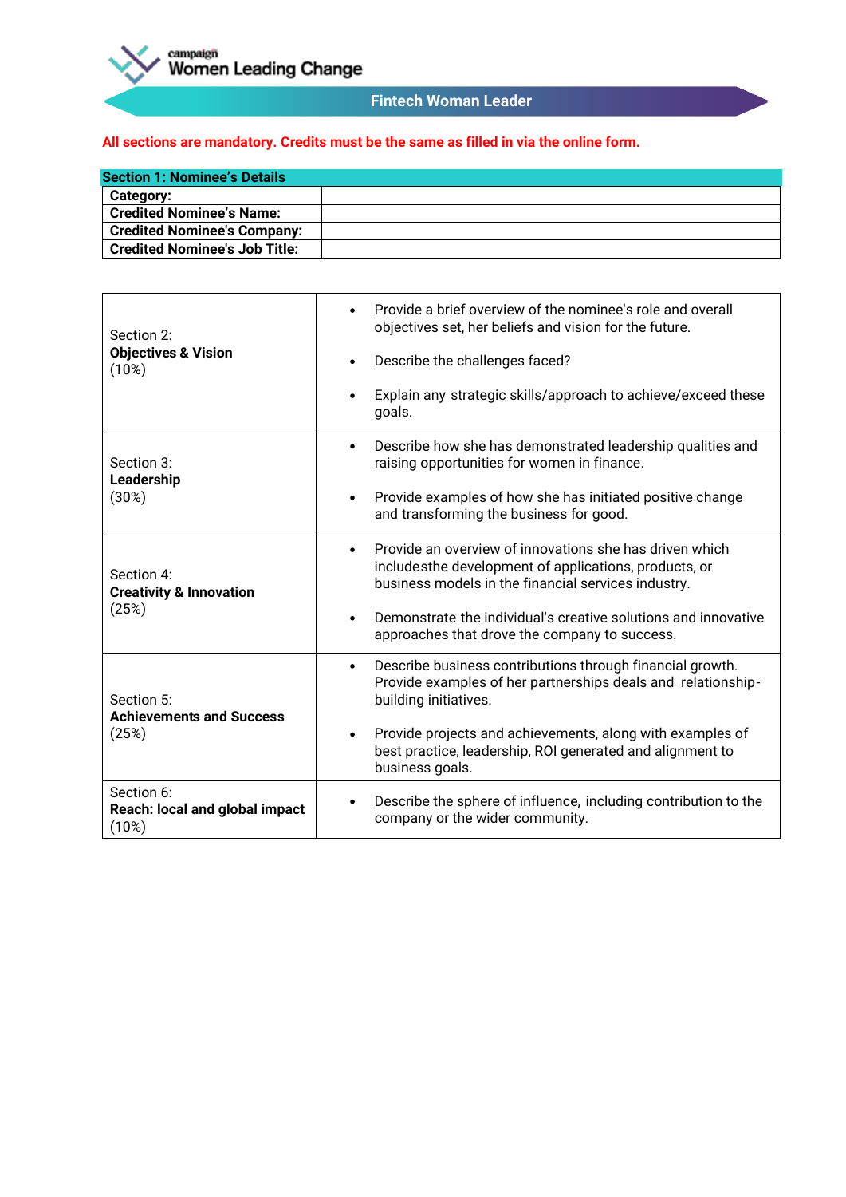campaign
Women Leading Change

## Fintech Woman Leader

**All sections are mandatory. Credits must be the same as filled in via the online form.**

| **Section 1: Nominee's Details** | |
|---|---|
| **Category:** | |
| **Credited Nominee's Name:** | |
| **Credited Nominee's Company:** | |
| **Credited Nominee's Job Title:** | |

| Section | Guidance |
|---|---|
| Section 2:<br>**Objectives & Vision**<br>(10%) | • Provide a brief overview of the nominee's role and overall objectives set, her beliefs and vision for the future.<br>• Describe the challenges faced?<br>• Explain any strategic skills/approach to achieve/exceed these goals. |
| Section 3:<br>**Leadership**<br>(30%) | • Describe how she has demonstrated leadership qualities and raising opportunities for women in finance.<br>• Provide examples of how she has initiated positive change and transforming the business for good. |
| Section 4:<br>**Creativity & Innovation**<br>(25%) | • Provide an overview of innovations she has driven which includesthe development of applications, products, or business models in the financial services industry.<br>• Demonstrate the individual's creative solutions and innovative approaches that drove the company to success. |
| Section 5:<br>**Achievements and Success**<br>(25%) | • Describe business contributions through financial growth. Provide examples of her partnerships deals and relationship-building initiatives.<br>• Provide projects and achievements, along with examples of best practice, leadership, ROI generated and alignment to business goals. |
| Section 6:<br>**Reach: local and global impact**<br>(10%) | • Describe the sphere of influence, including contribution to the company or the wider community. |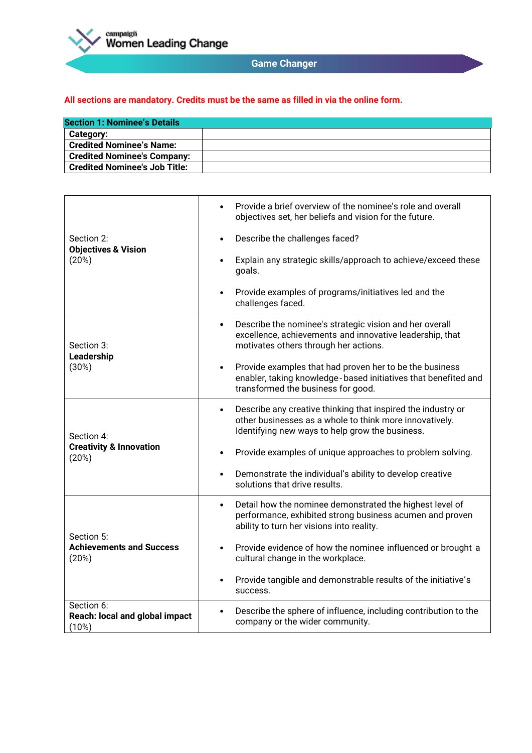campaign Women Leading Change

## Game Changer

**All sections are mandatory. Credits must be the same as filled in via the online form.**

| **Section 1: Nominee's Details** | |
|---|---|
| **Category:** | |
| **Credited Nominee's Name:** | |
| **Credited Nominee's Company:** | |
| **Credited Nominee's Job Title:** | |

| | |
|---|---|
| Section 2: **Objectives & Vision** (20%) | • Provide a brief overview of the nominee's role and overall objectives set, her beliefs and vision for the future. <br> • Describe the challenges faced? <br> • Explain any strategic skills/approach to achieve/exceed these goals. <br> • Provide examples of programs/initiatives led and the challenges faced. |
| Section 3: **Leadership** (30%) | • Describe the nominee's strategic vision and her overall excellence, achievements and innovative leadership, that motivates others through her actions. <br> • Provide examples that had proven her to be the business enabler, taking knowledge-based initiatives that benefited and transformed the business for good. |
| Section 4: **Creativity & Innovation** (20%) | • Describe any creative thinking that inspired the industry or other businesses as a whole to think more innovatively. Identifying new ways to help grow the business. <br> • Provide examples of unique approaches to problem solving. <br> • Demonstrate the individual's ability to develop creative solutions that drive results. |
| Section 5: **Achievements and Success** (20%) | • Detail how the nominee demonstrated the highest level of performance, exhibited strong business acumen and proven ability to turn her visions into reality. <br> • Provide evidence of how the nominee influenced or brought a cultural change in the workplace. <br> • Provide tangible and demonstrable results of the initiative's success. |
| Section 6: **Reach: local and global impact** (10%) | • Describe the sphere of influence, including contribution to the company or the wider community. |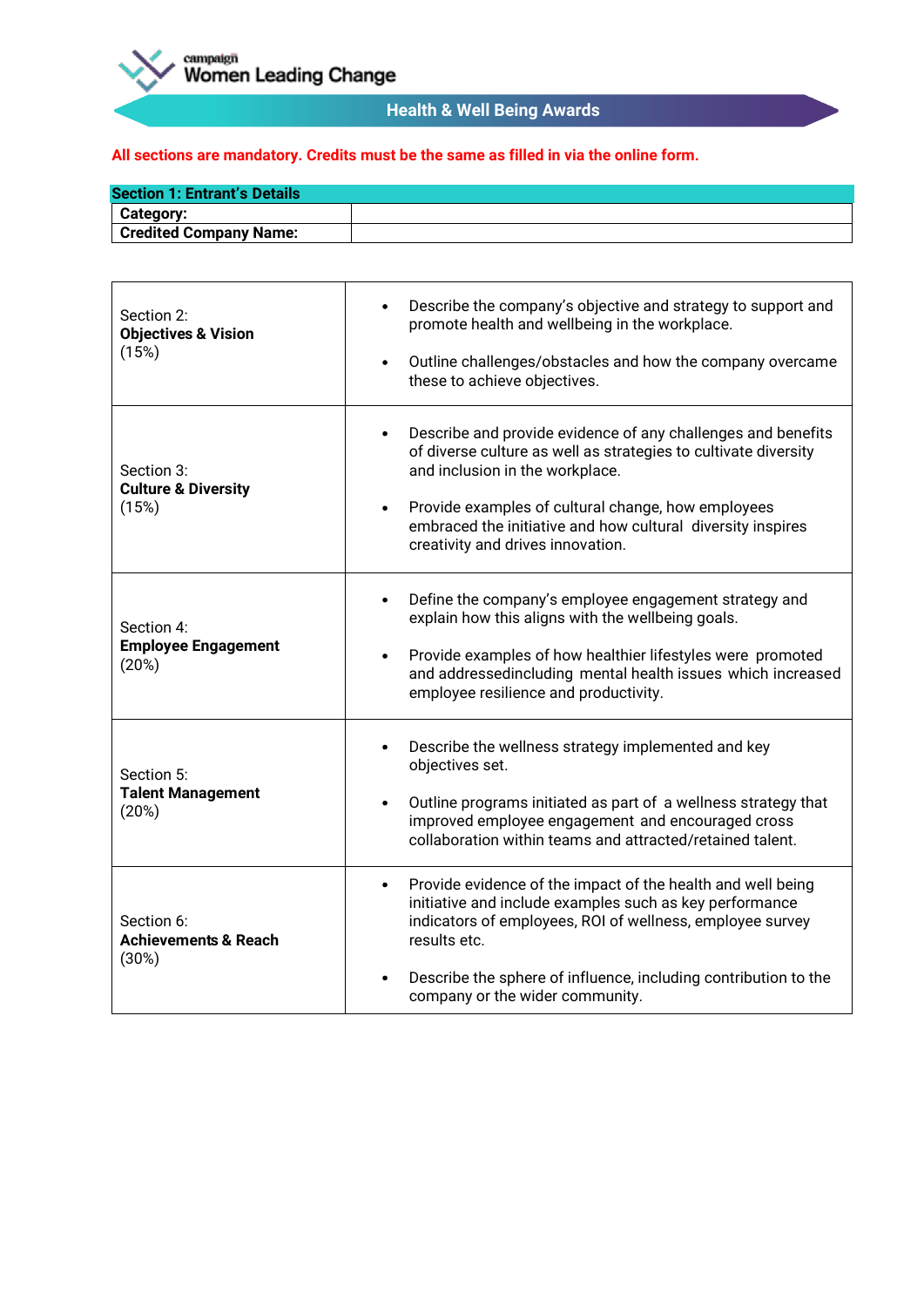campaign **Women Leading Change**

**Health & Well Being Awards**

**All sections are mandatory. Credits must be the same as filled in via the online form.**

| **Section 1: Entrant's Details** | |
|---|---|
| **Category:** | |
| **Credited Company Name:** | |

| | |
|---|---|
| Section 2: **Objectives & Vision** (15%) | • Describe the company's objective and strategy to support and promote health and wellbeing in the workplace.<br><br>• Outline challenges/obstacles and how the company overcame these to achieve objectives. |
| Section 3: **Culture & Diversity** (15%) | • Describe and provide evidence of any challenges and benefits of diverse culture as well as strategies to cultivate diversity and inclusion in the workplace.<br><br>• Provide examples of cultural change, how employees embraced the initiative and how cultural diversity inspires creativity and drives innovation. |
| Section 4: **Employee Engagement** (20%) | • Define the company's employee engagement strategy and explain how this aligns with the wellbeing goals.<br><br>• Provide examples of how healthier lifestyles were promoted and addressedincluding mental health issues which increased employee resilience and productivity. |
| Section 5: **Talent Management** (20%) | • Describe the wellness strategy implemented and key objectives set.<br><br>• Outline programs initiated as part of a wellness strategy that improved employee engagement and encouraged cross collaboration within teams and attracted/retained talent. |
| Section 6: **Achievements & Reach** (30%) | • Provide evidence of the impact of the health and well being initiative and include examples such as key performance indicators of employees, ROI of wellness, employee survey results etc.<br><br>• Describe the sphere of influence, including contribution to the company or the wider community. |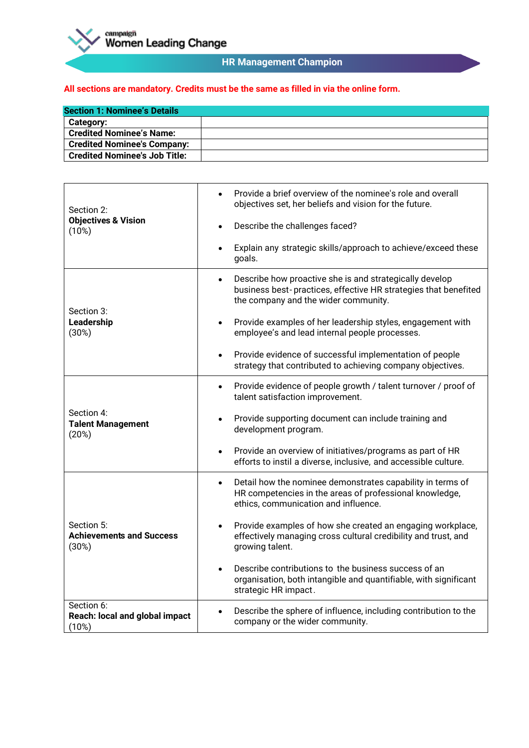campaign
Women Leading Change

## HR Management Champion

**All sections are mandatory. Credits must be the same as filled in via the online form.**

| **Section 1: Nominee's Details** | |
|---|---|
| **Category:** | |
| **Credited Nominee's Name:** | |
| **Credited Nominee's Company:** | |
| **Credited Nominee's Job Title:** | |

| | |
|---|---|
| Section 2: **Objectives & Vision** (10%) | • Provide a brief overview of the nominee's role and overall objectives set, her beliefs and vision for the future.<br>• Describe the challenges faced?<br>• Explain any strategic skills/approach to achieve/exceed these goals. |
| Section 3: **Leadership** (30%) | • Describe how proactive she is and strategically develop business best-practices, effective HR strategies that benefited the company and the wider community.<br>• Provide examples of her leadership styles, engagement with employee's and lead internal people processes.<br>• Provide evidence of successful implementation of people strategy that contributed to achieving company objectives. |
| Section 4: **Talent Management** (20%) | • Provide evidence of people growth / talent turnover / proof of talent satisfaction improvement.<br>• Provide supporting document can include training and development program.<br>• Provide an overview of initiatives/programs as part of HR efforts to instil a diverse, inclusive, and accessible culture. |
| Section 5: **Achievements and Success** (30%) | • Detail how the nominee demonstrates capability in terms of HR competencies in the areas of professional knowledge, ethics, communication and influence.<br>• Provide examples of how she created an engaging workplace, effectively managing cross cultural credibility and trust, and growing talent.<br>• Describe contributions to the business success of an organisation, both intangible and quantifiable, with significant strategic HR impact. |
| Section 6: **Reach: local and global impact** (10%) | • Describe the sphere of influence, including contribution to the company or the wider community. |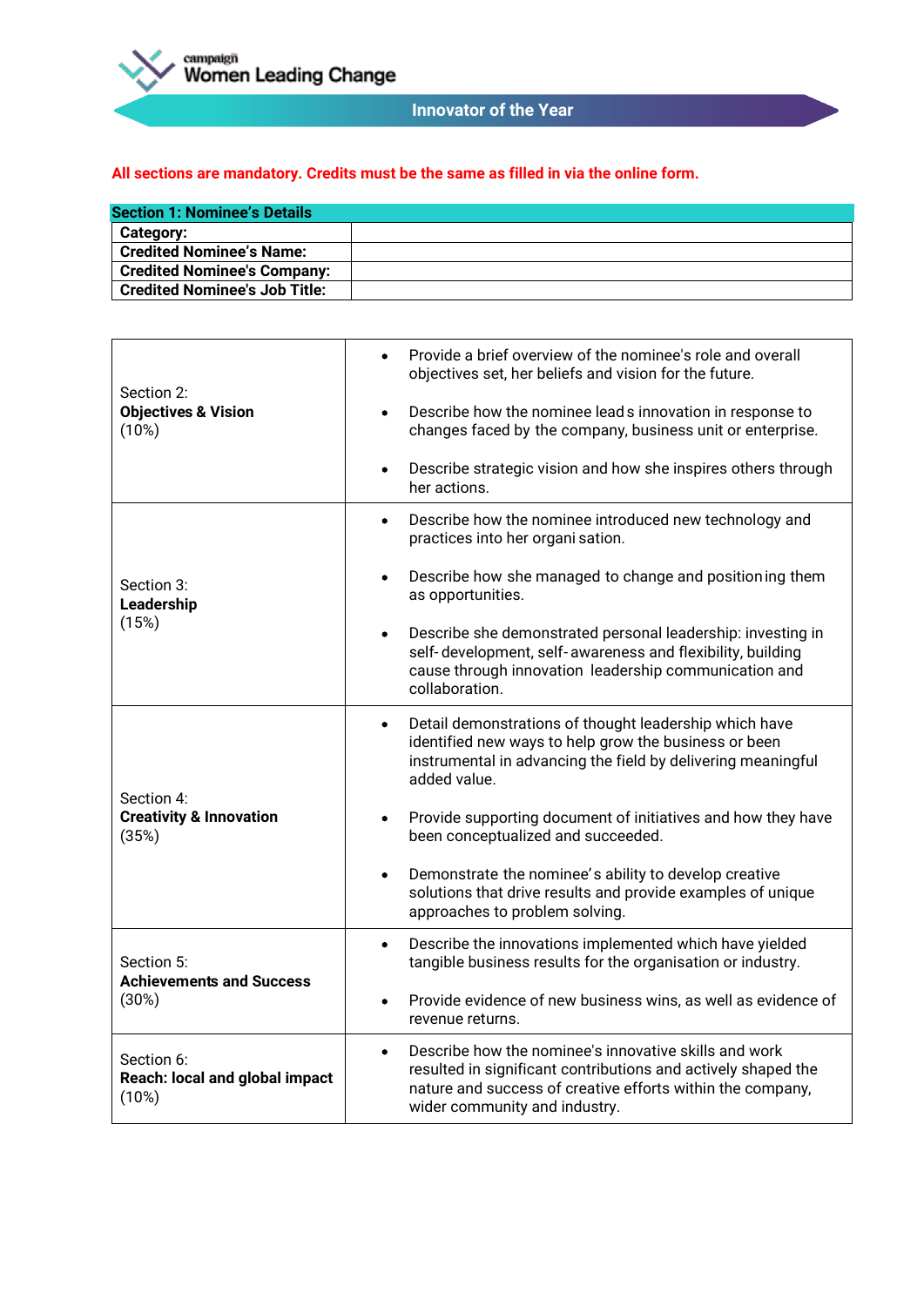campaign
# Women Leading Change

## Innovator of the Year

**All sections are mandatory. Credits must be the same as filled in via the online form.**

| **Section 1: Nominee's Details** | |
|---|---|
| **Category:** | |
| **Credited Nominee's Name:** | |
| **Credited Nominee's Company:** | |
| **Credited Nominee's Job Title:** | |

| | |
|---|---|
| Section 2: **Objectives & Vision** (10%) | • Provide a brief overview of the nominee's role and overall objectives set, her beliefs and vision for the future. <br> • Describe how the nominee lead s innovation in response to changes faced by the company, business unit or enterprise. <br> • Describe strategic vision and how she inspires others through her actions. |
| Section 3: **Leadership** (15%) | • Describe how the nominee introduced new technology and practices into her organi sation. <br> • Describe how she managed to change and position ing them as opportunities. <br> • Describe she demonstrated personal leadership: investing in self- development, self- awareness and flexibility, building cause through innovation leadership communication and collaboration. |
| Section 4: **Creativity & Innovation** (35%) | • Detail demonstrations of thought leadership which have identified new ways to help grow the business or been instrumental in advancing the field by delivering meaningful added value. <br> • Provide supporting document of initiatives and how they have been conceptualized and succeeded. <br> • Demonstrate the nominee' s ability to develop creative solutions that drive results and provide examples of unique approaches to problem solving. |
| Section 5: **Achievements and Success** (30%) | • Describe the innovations implemented which have yielded tangible business results for the organisation or industry. <br> • Provide evidence of new business wins, as well as evidence of revenue returns. |
| Section 6: **Reach: local and global impact** (10%) | • Describe how the nominee's innovative skills and work resulted in significant contributions and actively shaped the nature and success of creative efforts within the company, wider community and industry. |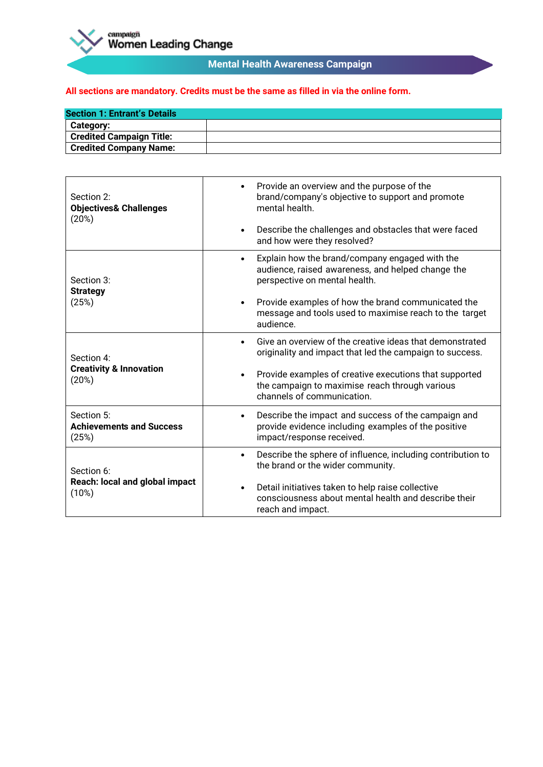campaign Women Leading Change

## Mental Health Awareness Campaign

**All sections are mandatory. Credits must be the same as filled in via the online form.**

| Section 1: Entrant's Details | |
|---|---|
| **Category:** | |
| **Credited Campaign Title:** | |
| **Credited Company Name:** | |

| | |
|---|---|
| Section 2: **Objectives& Challenges** (20%) | • Provide an overview and the purpose of the brand/company's objective to support and promote mental health. • Describe the challenges and obstacles that were faced and how were they resolved? |
| Section 3: **Strategy** (25%) | • Explain how the brand/company engaged with the audience, raised awareness, and helped change the perspective on mental health. • Provide examples of how the brand communicated the message and tools used to maximise reach to the target audience. |
| Section 4: **Creativity & Innovation** (20%) | • Give an overview of the creative ideas that demonstrated originality and impact that led the campaign to success. • Provide examples of creative executions that supported the campaign to maximise reach through various channels of communication. |
| Section 5: **Achievements and Success** (25%) | • Describe the impact and success of the campaign and provide evidence including examples of the positive impact/response received. |
| Section 6: **Reach: local and global impact** (10%) | • Describe the sphere of influence, including contribution to the brand or the wider community. • Detail initiatives taken to help raise collective consciousness about mental health and describe their reach and impact. |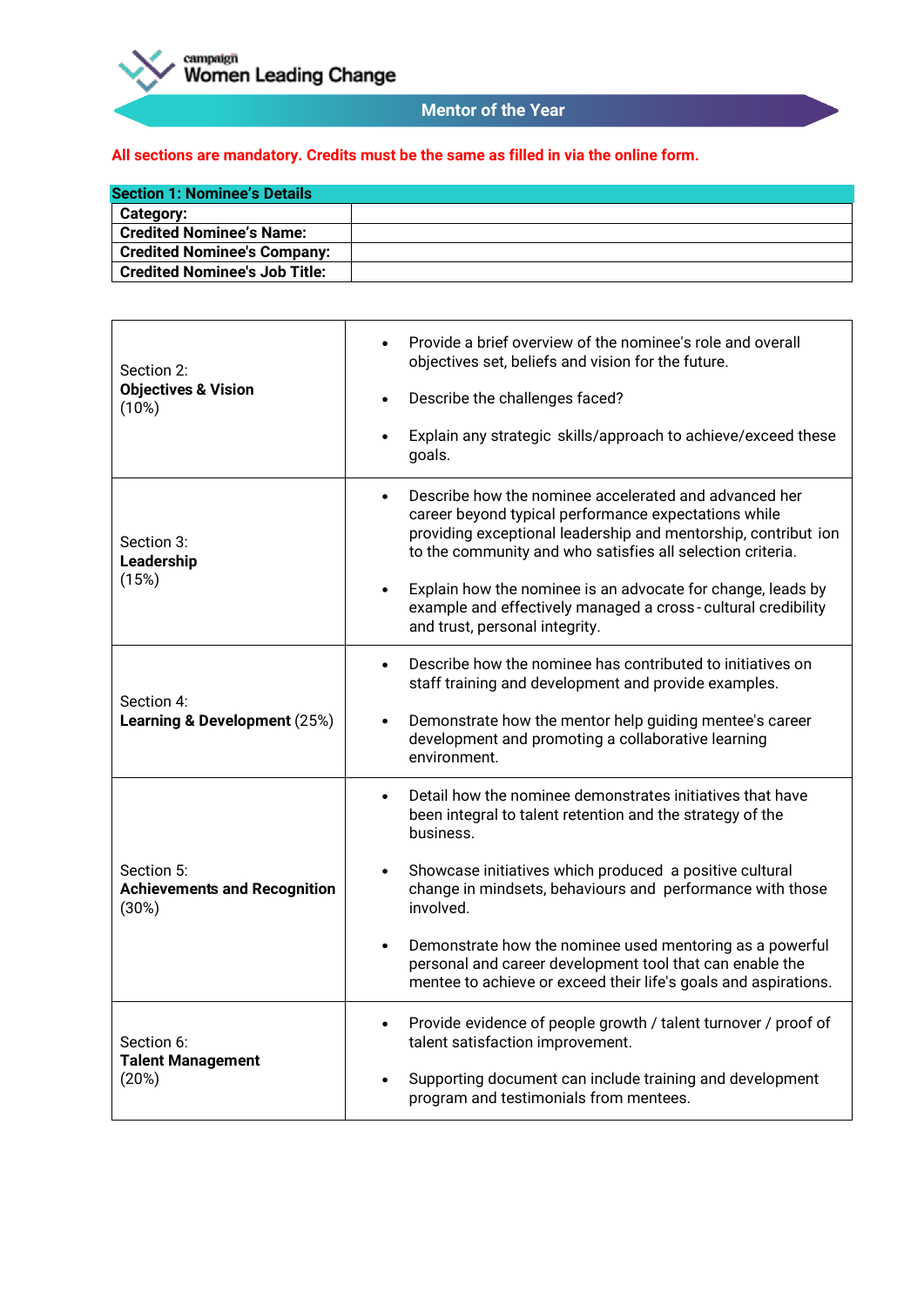campaign
Women Leading Change

## Mentor of the Year

**All sections are mandatory. Credits must be the same as filled in via the online form.**

| **Section 1: Nominee's Details** | |
|---|---|
| **Category:** | |
| **Credited Nominee's Name:** | |
| **Credited Nominee's Company:** | |
| **Credited Nominee's Job Title:** | |

| | |
|---|---|
| Section 2:<br>**Objectives & Vision**<br>(10%) | • Provide a brief overview of the nominee's role and overall objectives set, beliefs and vision for the future.<br>• Describe the challenges faced?<br>• Explain any strategic skills/approach to achieve/exceed these goals. |
| Section 3:<br>**Leadership**<br>(15%) | • Describe how the nominee accelerated and advanced her career beyond typical performance expectations while providing exceptional leadership and mentorship, contribut ion to the community and who satisfies all selection criteria.<br>• Explain how the nominee is an advocate for change, leads by example and effectively managed a cross - cultural credibility and trust, personal integrity. |
| Section 4:<br>**Learning & Development** (25%) | • Describe how the nominee has contributed to initiatives on staff training and development and provide examples.<br>• Demonstrate how the mentor help guiding mentee's career development and promoting a collaborative learning environment. |
| Section 5:<br>**Achievements and Recognition**<br>(30%) | • Detail how the nominee demonstrates initiatives that have been integral to talent retention and the strategy of the business.<br>• Showcase initiatives which produced a positive cultural change in mindsets, behaviours and performance with those involved.<br>• Demonstrate how the nominee used mentoring as a powerful personal and career development tool that can enable the mentee to achieve or exceed their life's goals and aspirations. |
| Section 6:<br>**Talent Management**<br>(20%) | • Provide evidence of people growth / talent turnover / proof of talent satisfaction improvement.<br>• Supporting document can include training and development program and testimonials from mentees. |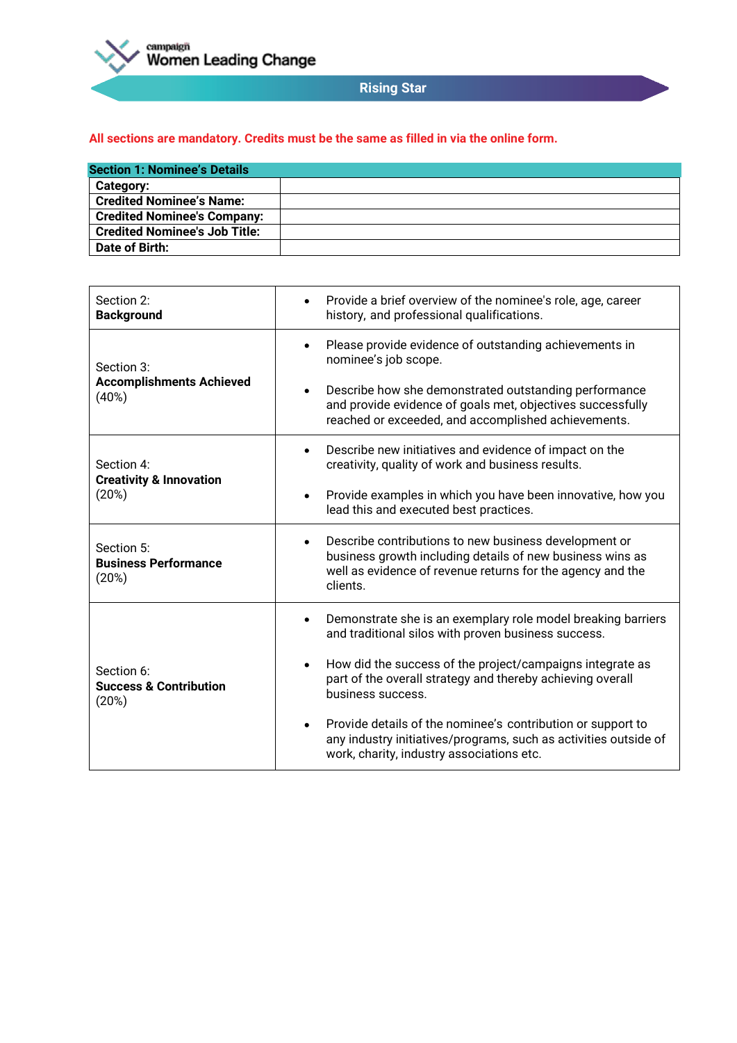campaign
Women Leading Change

## Rising Star

**All sections are mandatory. Credits must be the same as filled in via the online form.**

| **Section 1: Nominee's Details** | |
|---|---|
| **Category:** | |
| **Credited Nominee's Name:** | |
| **Credited Nominee's Company:** | |
| **Credited Nominee's Job Title:** | |
| **Date of Birth:** | |

| | |
|---|---|
| Section 2: **Background** | • Provide a brief overview of the nominee's role, age, career history, and professional qualifications. |
| Section 3: **Accomplishments Achieved** (40%) | • Please provide evidence of outstanding achievements in nominee's job scope. <br> • Describe how she demonstrated outstanding performance and provide evidence of goals met, objectives successfully reached or exceeded, and accomplished achievements. |
| Section 4: **Creativity & Innovation** (20%) | • Describe new initiatives and evidence of impact on the creativity, quality of work and business results. <br> • Provide examples in which you have been innovative, how you lead this and executed best practices. |
| Section 5: **Business Performance** (20%) | • Describe contributions to new business development or business growth including details of new business wins as well as evidence of revenue returns for the agency and the clients. |
| Section 6: **Success & Contribution** (20%) | • Demonstrate she is an exemplary role model breaking barriers and traditional silos with proven business success. <br> • How did the success of the project/campaigns integrate as part of the overall strategy and thereby achieving overall business success. <br> • Provide details of the nominee's contribution or support to any industry initiatives/programs, such as activities outside of work, charity, industry associations etc. |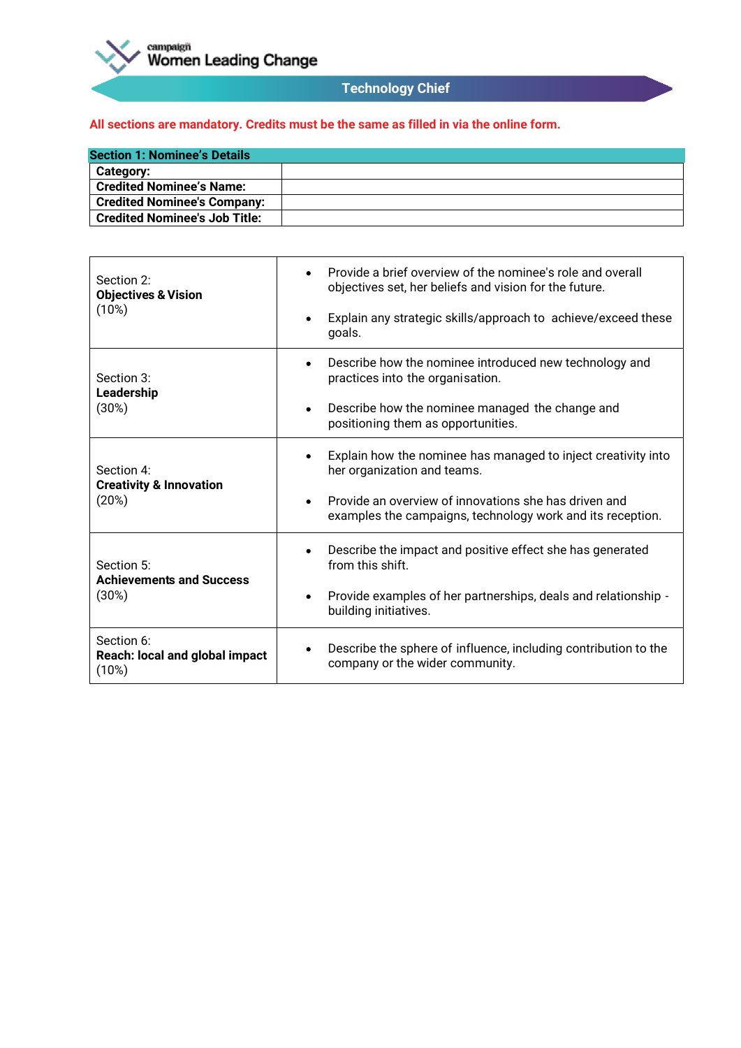campaign **Women Leading Change**

## Technology Chief

**All sections are mandatory. Credits must be the same as filled in via the online form.**

| Section 1: Nominee's Details | |
|---|---|
| **Category:** | |
| **Credited Nominee's Name:** | |
| **Credited Nominee's Company:** | |
| **Credited Nominee's Job Title:** | |

| Section | Guidance |
|---|---|
| Section 2: **Objectives & Vision** (10%) | • Provide a brief overview of the nominee's role and overall objectives set, her beliefs and vision for the future. • Explain any strategic skills/approach to achieve/exceed these goals. |
| Section 3: **Leadership** (30%) | • Describe how the nominee introduced new technology and practices into the organisation. • Describe how the nominee managed the change and positioning them as opportunities. |
| Section 4: **Creativity & Innovation** (20%) | • Explain how the nominee has managed to inject creativity into her organization and teams. • Provide an overview of innovations she has driven and examples the campaigns, technology work and its reception. |
| Section 5: **Achievements and Success** (30%) | • Describe the impact and positive effect she has generated from this shift. • Provide examples of her partnerships, deals and relationship - building initiatives. |
| Section 6: **Reach: local and global impact** (10%) | • Describe the sphere of influence, including contribution to the company or the wider community. |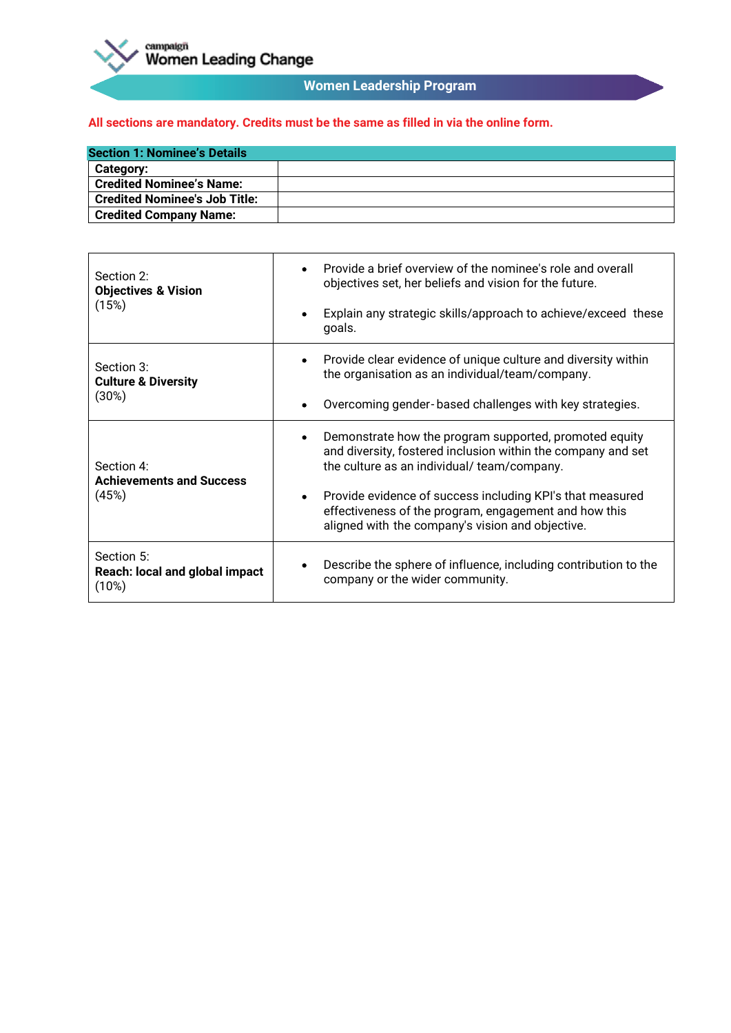campaign
Women Leading Change

## Women Leadership Program

**All sections are mandatory. Credits must be the same as filled in via the online form.**

| **Section 1: Nominee's Details** | |
|---|---|
| **Category:** | |
| **Credited Nominee's Name:** | |
| **Credited Nominee's Job Title:** | |
| **Credited Company Name:** | |

| | |
|---|---|
| Section 2:<br>**Objectives & Vision**<br>(15%) | • Provide a brief overview of the nominee's role and overall objectives set, her beliefs and vision for the future.<br>• Explain any strategic skills/approach to achieve/exceed these goals. |
| Section 3:<br>**Culture & Diversity**<br>(30%) | • Provide clear evidence of unique culture and diversity within the organisation as an individual/team/company.<br>• Overcoming gender-based challenges with key strategies. |
| Section 4:<br>**Achievements and Success**<br>(45%) | • Demonstrate how the program supported, promoted equity and diversity, fostered inclusion within the company and set the culture as an individual/ team/company.<br>• Provide evidence of success including KPI's that measured effectiveness of the program, engagement and how this aligned with the company's vision and objective. |
| Section 5:<br>**Reach: local and global impact**<br>(10%) | • Describe the sphere of influence, including contribution to the company or the wider community. |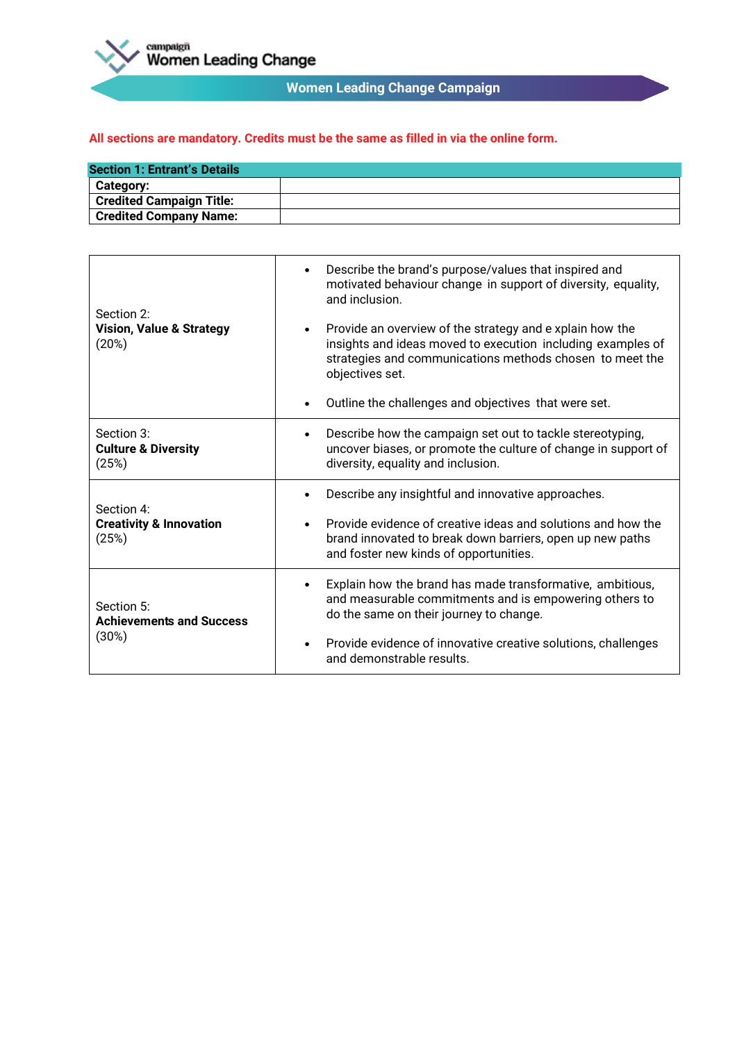campaign
Women Leading Change

## Women Leading Change Campaign

**All sections are mandatory. Credits must be the same as filled in via the online form.**

| **Section 1: Entrant's Details** | |
|---|---|
| **Category:** | |
| **Credited Campaign Title:** | |
| **Credited Company Name:** | |

| | |
|---|---|
| Section 2:<br>**Vision, Value & Strategy**<br>(20%) | • Describe the brand's purpose/values that inspired and motivated behaviour change in support of diversity, equality, and inclusion.<br>• Provide an overview of the strategy and e xplain how the insights and ideas moved to execution including examples of strategies and communications methods chosen to meet the objectives set.<br>• Outline the challenges and objectives that were set. |
| Section 3:<br>**Culture & Diversity**<br>(25%) | • Describe how the campaign set out to tackle stereotyping, uncover biases, or promote the culture of change in support of diversity, equality and inclusion. |
| Section 4:<br>**Creativity & Innovation**<br>(25%) | • Describe any insightful and innovative approaches.<br>• Provide evidence of creative ideas and solutions and how the brand innovated to break down barriers, open up new paths and foster new kinds of opportunities. |
| Section 5:<br>**Achievements and Success**<br>(30%) | • Explain how the brand has made transformative, ambitious, and measurable commitments and is empowering others to do the same on their journey to change.<br>• Provide evidence of innovative creative solutions, challenges and demonstrable results. |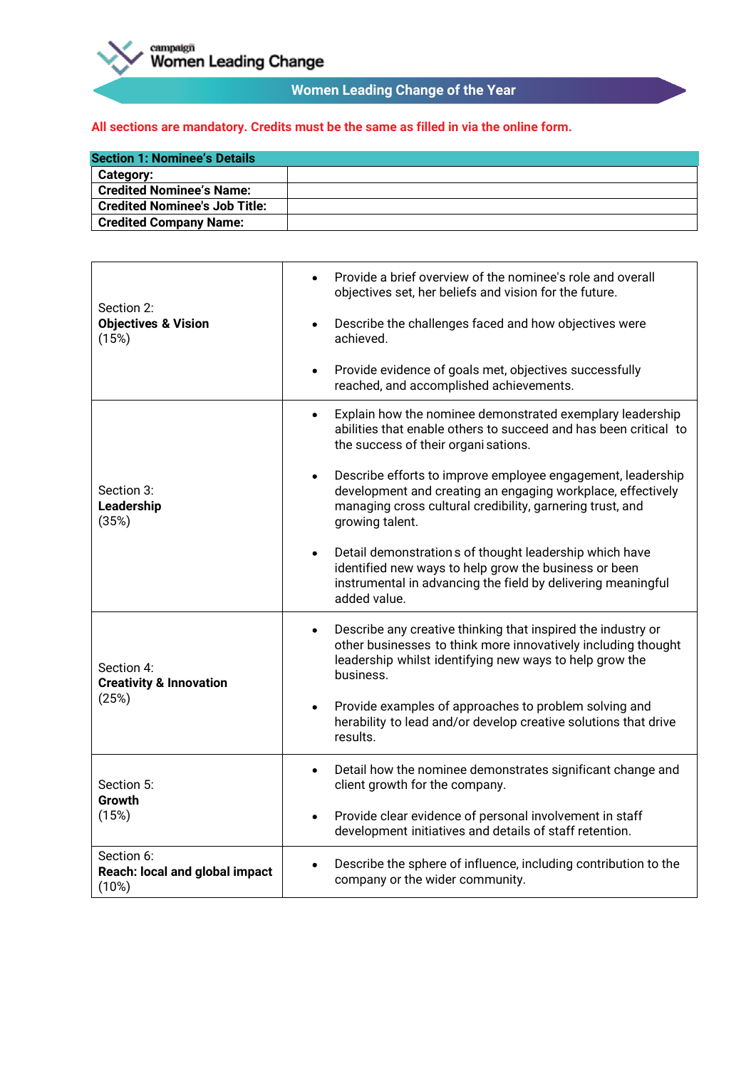campaign
Women Leading Change

## Women Leading Change of the Year

**All sections are mandatory. Credits must be the same as filled in via the online form.**

| Section 1: Nominee's Details | |
|---|---|
| **Category:** | |
| **Credited Nominee's Name:** | |
| **Credited Nominee's Job Title:** | |
| **Credited Company Name:** | |

| | |
|---|---|
| Section 2: **Objectives & Vision** (15%) | • Provide a brief overview of the nominee's role and overall objectives set, her beliefs and vision for the future.<br>• Describe the challenges faced and how objectives were achieved.<br>• Provide evidence of goals met, objectives successfully reached, and accomplished achievements. |
| Section 3: **Leadership** (35%) | • Explain how the nominee demonstrated exemplary leadership abilities that enable others to succeed and has been critical to the success of their organi sations.<br>• Describe efforts to improve employee engagement, leadership development and creating an engaging workplace, effectively managing cross cultural credibility, garnering trust, and growing talent.<br>• Detail demonstration s of thought leadership which have identified new ways to help grow the business or been instrumental in advancing the field by delivering meaningful added value. |
| Section 4: **Creativity & Innovation** (25%) | • Describe any creative thinking that inspired the industry or other businesses to think more innovatively including thought leadership whilst identifying new ways to help grow the business.<br>• Provide examples of approaches to problem solving and herability to lead and/or develop creative solutions that drive results. |
| Section 5: **Growth** (15%) | • Detail how the nominee demonstrates significant change and client growth for the company.<br>• Provide clear evidence of personal involvement in staff development initiatives and details of staff retention. |
| Section 6: **Reach: local and global impact** (10%) | • Describe the sphere of influence, including contribution to the company or the wider community. |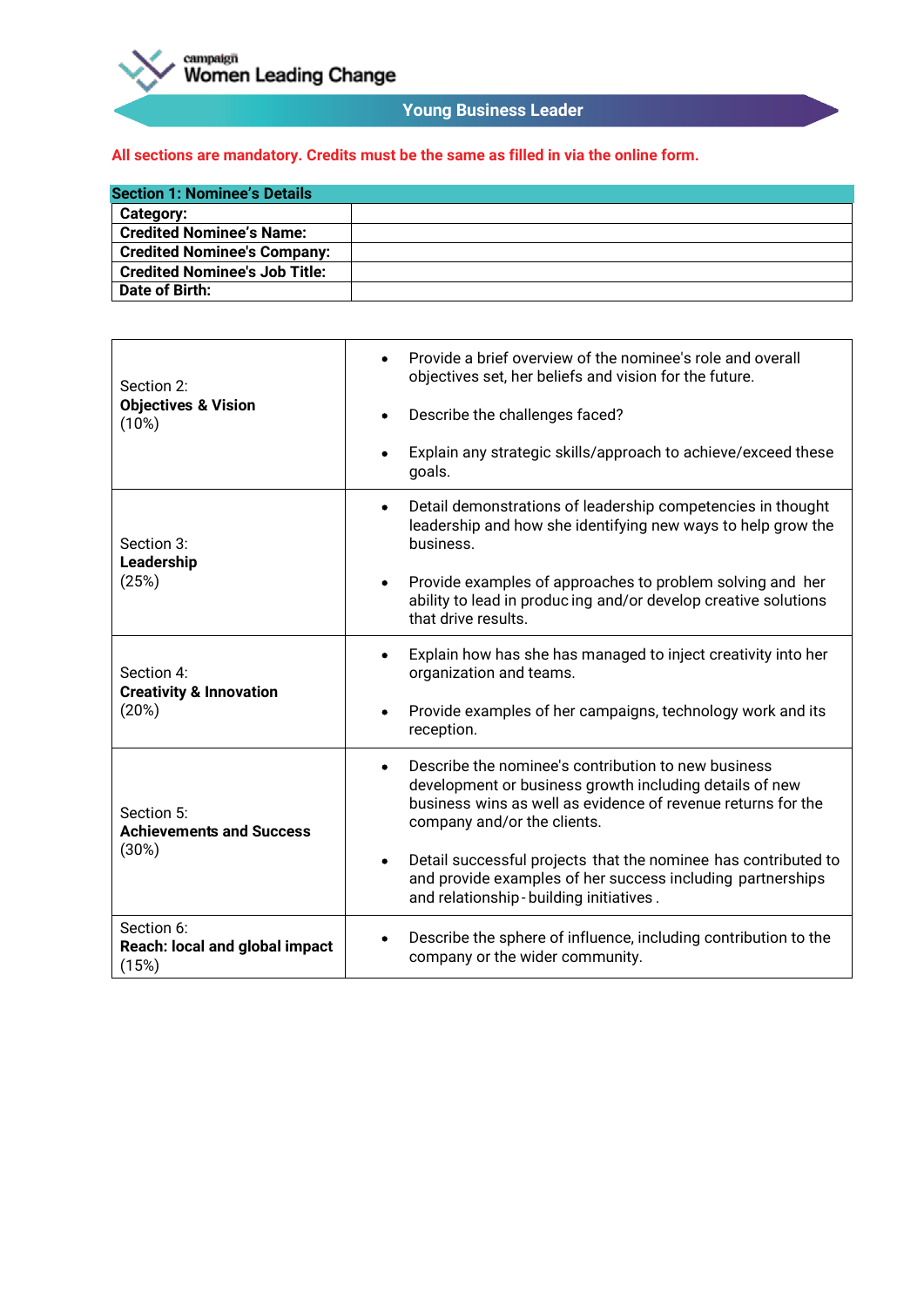campaign Women Leading Change

## Young Business Leader

**All sections are mandatory. Credits must be the same as filled in via the online form.**

| Section 1: Nominee's Details | |
|---|---|
| **Category:** | |
| **Credited Nominee's Name:** | |
| **Credited Nominee's Company:** | |
| **Credited Nominee's Job Title:** | |
| **Date of Birth:** | |

| | |
|---|---|
| Section 2: **Objectives & Vision** (10%) | • Provide a brief overview of the nominee's role and overall objectives set, her beliefs and vision for the future. <br> • Describe the challenges faced? <br> • Explain any strategic skills/approach to achieve/exceed these goals. |
| Section 3: **Leadership** (25%) | • Detail demonstrations of leadership competencies in thought leadership and how she identifying new ways to help grow the business. <br> • Provide examples of approaches to problem solving and her ability to lead in produc ing and/or develop creative solutions that drive results. |
| Section 4: **Creativity & Innovation** (20%) | • Explain how has she has managed to inject creativity into her organization and teams. <br> • Provide examples of her campaigns, technology work and its reception. |
| Section 5: **Achievements and Success** (30%) | • Describe the nominee's contribution to new business development or business growth including details of new business wins as well as evidence of revenue returns for the company and/or the clients. <br> • Detail successful projects that the nominee has contributed to and provide examples of her success including partnerships and relationship-building initiatives. |
| Section 6: **Reach: local and global impact** (15%) | • Describe the sphere of influence, including contribution to the company or the wider community. |